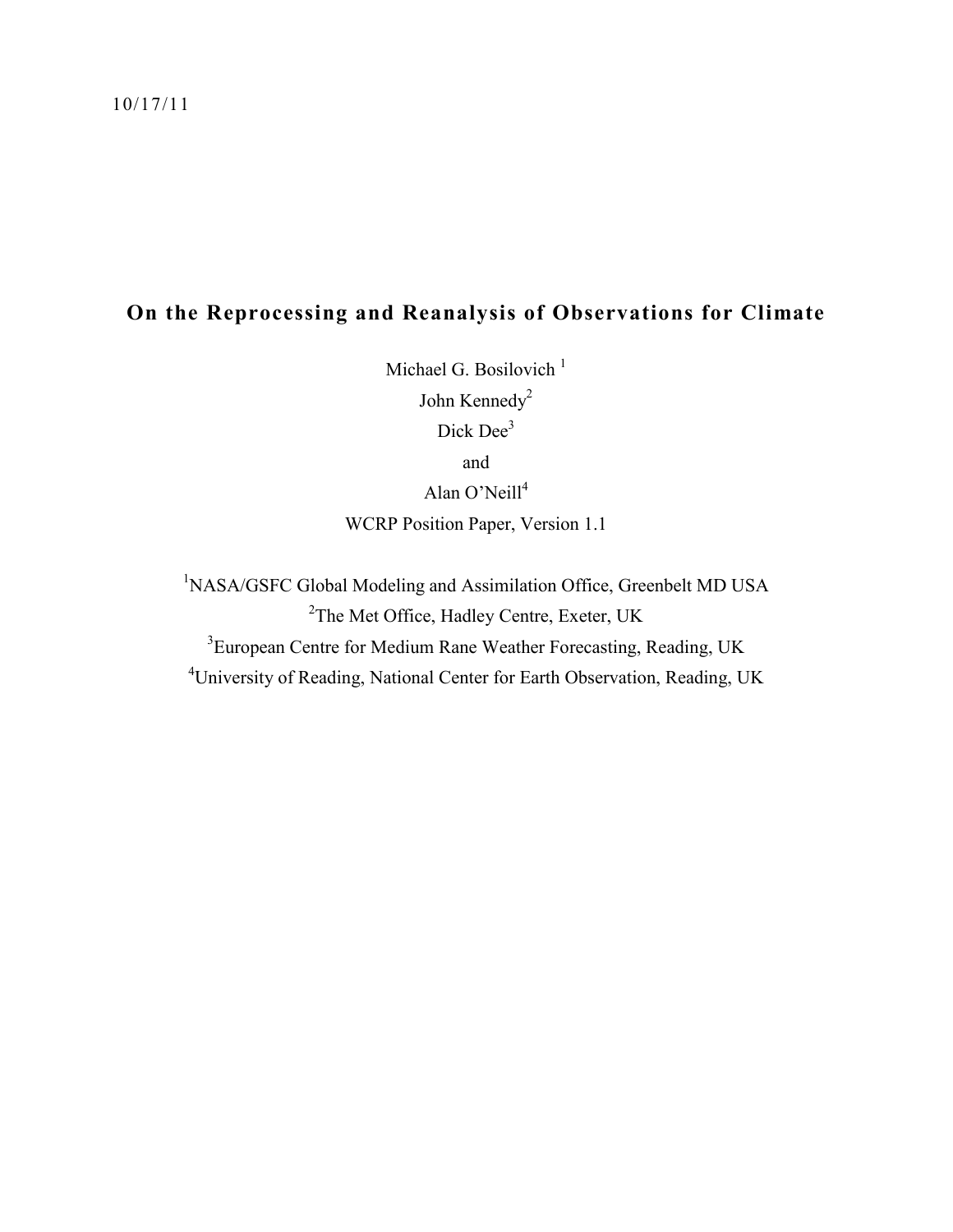10/17/11

# On the Reprocessing and Reanalysis of Observations for Climate

Michael G. Bosilovich [1]

John Kennedy[2]

Dick Dee[3]

and

Alan O'Neill[4]

WCRP Position Paper, Version 1.1

[1]NASA/GSFC Global Modeling and Assimilation Office, Greenbelt MD USA

[2]The Met Office, Hadley Centre, Exeter, UK

[3]European Centre for Medium Rane Weather Forecasting, Reading, UK

[4]University of Reading, National Center for Earth Observation, Reading, UK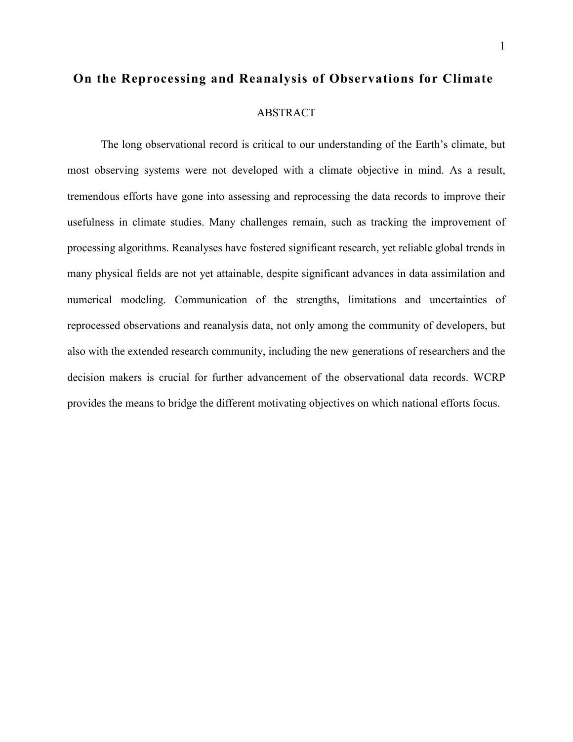# On the Reprocessing and Reanalysis of Observations for Climate

## ABSTRACT

The long observational record is critical to our understanding of the Earth's climate, but most observing systems were not developed with a climate objective in mind. As a result, tremendous efforts have gone into assessing and reprocessing the data records to improve their usefulness in climate studies. Many challenges remain, such as tracking the improvement of processing algorithms. Reanalyses have fostered significant research, yet reliable global trends in many physical fields are not yet attainable, despite significant advances in data assimilation and numerical modeling. Communication of the strengths, limitations and uncertainties of reprocessed observations and reanalysis data, not only among the community of developers, but also with the extended research community, including the new generations of researchers and the decision makers is crucial for further advancement of the observational data records. WCRP provides the means to bridge the different motivating objectives on which national efforts focus.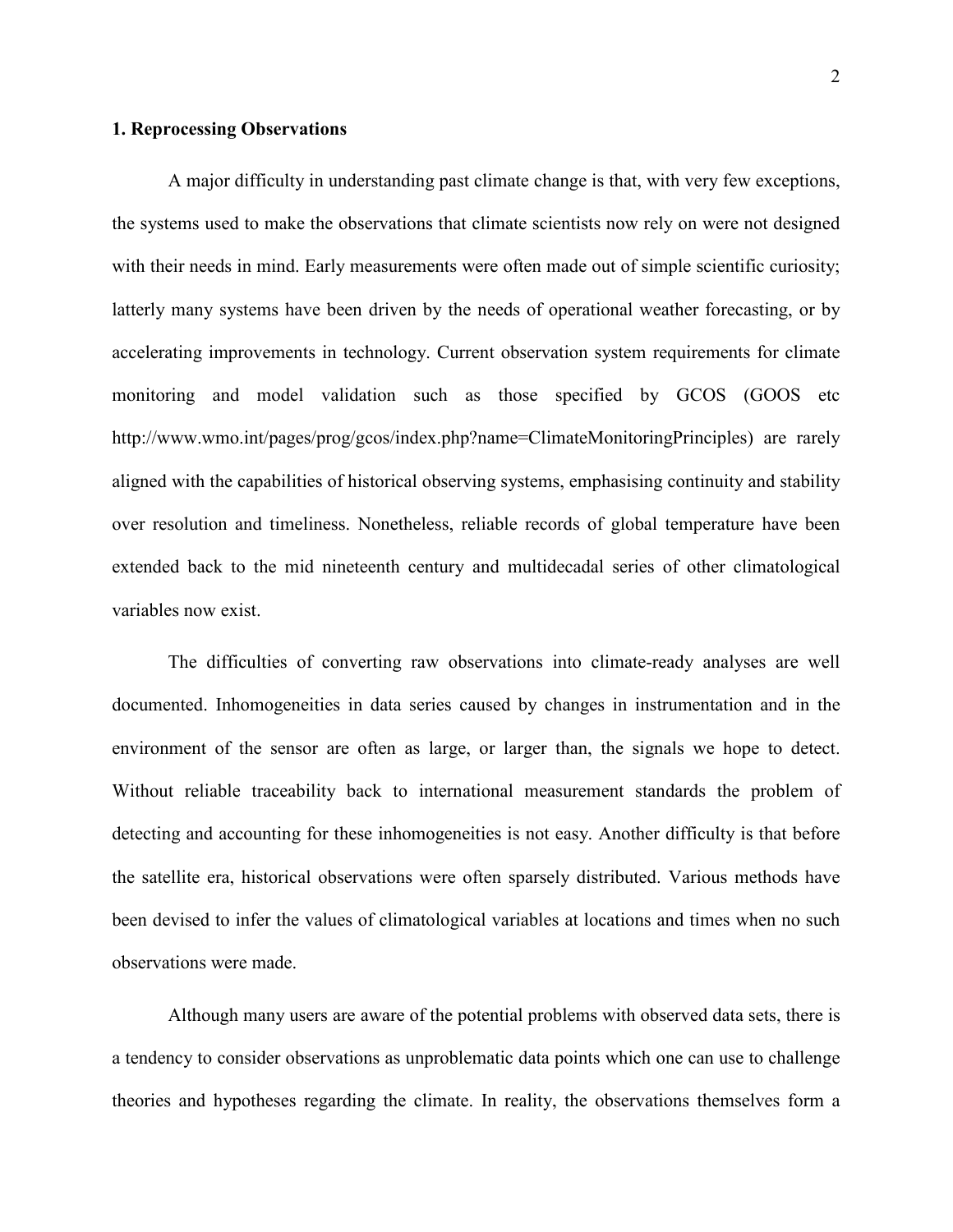### 1. Reprocessing Observations

A major difficulty in understanding past climate change is that, with very few exceptions, the systems used to make the observations that climate scientists now rely on were not designed with their needs in mind. Early measurements were often made out of simple scientific curiosity; latterly many systems have been driven by the needs of operational weather forecasting, or by accelerating improvements in technology. Current observation system requirements for climate monitoring and model validation such as those specified by GCOS (GOOS etc http://www.wmo.int/pages/prog/gcos/index.php?name=ClimateMonitoringPrinciples) are rarely aligned with the capabilities of historical observing systems, emphasising continuity and stability over resolution and timeliness. Nonetheless, reliable records of global temperature have been extended back to the mid nineteenth century and multidecadal series of other climatological variables now exist.

The difficulties of converting raw observations into climate-ready analyses are well documented. Inhomogeneities in data series caused by changes in instrumentation and in the environment of the sensor are often as large, or larger than, the signals we hope to detect. Without reliable traceability back to international measurement standards the problem of detecting and accounting for these inhomogeneities is not easy. Another difficulty is that before the satellite era, historical observations were often sparsely distributed. Various methods have been devised to infer the values of climatological variables at locations and times when no such observations were made.

Although many users are aware of the potential problems with observed data sets, there is a tendency to consider observations as unproblematic data points which one can use to challenge theories and hypotheses regarding the climate. In reality, the observations themselves form a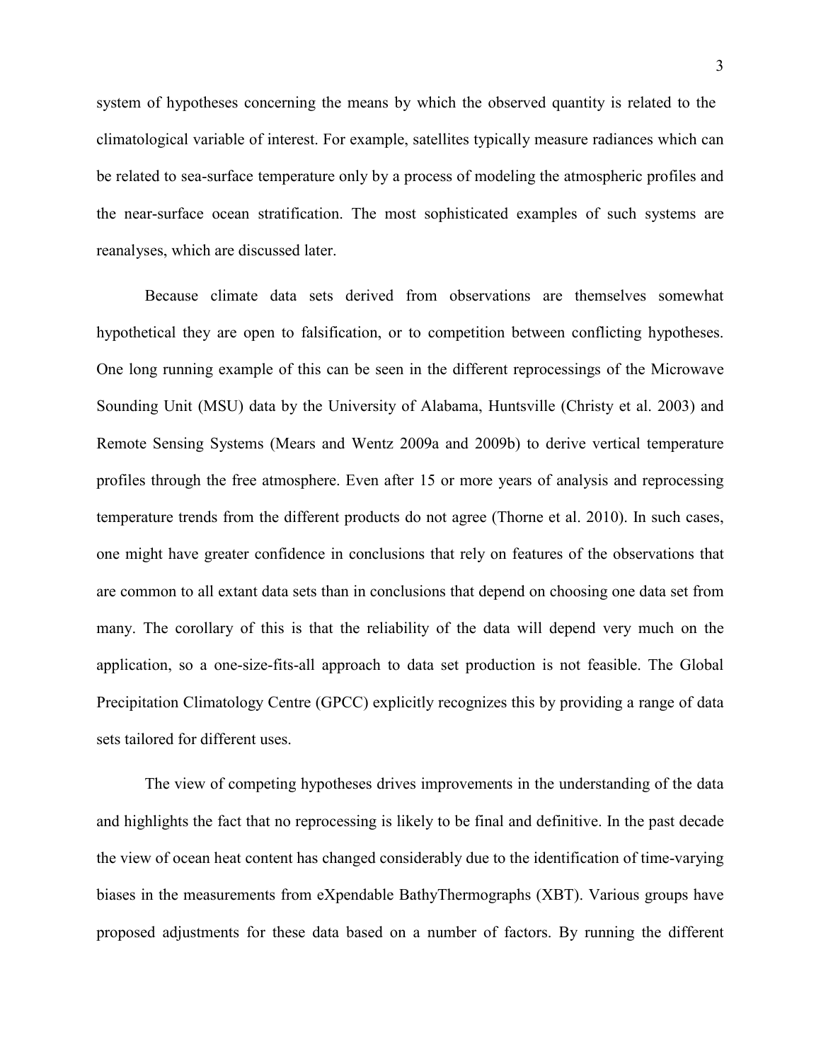system of hypotheses concerning the means by which the observed quantity is related to the climatological variable of interest. For example, satellites typically measure radiances which can be related to sea-surface temperature only by a process of modeling the atmospheric profiles and the near-surface ocean stratification. The most sophisticated examples of such systems are reanalyses, which are discussed later.

Because climate data sets derived from observations are themselves somewhat hypothetical they are open to falsification, or to competition between conflicting hypotheses. One long running example of this can be seen in the different reprocessings of the Microwave Sounding Unit (MSU) data by the University of Alabama, Huntsville (Christy et al. 2003) and Remote Sensing Systems (Mears and Wentz 2009a and 2009b) to derive vertical temperature profiles through the free atmosphere. Even after 15 or more years of analysis and reprocessing temperature trends from the different products do not agree (Thorne et al. 2010). In such cases, one might have greater confidence in conclusions that rely on features of the observations that are common to all extant data sets than in conclusions that depend on choosing one data set from many. The corollary of this is that the reliability of the data will depend very much on the application, so a one-size-fits-all approach to data set production is not feasible. The Global Precipitation Climatology Centre (GPCC) explicitly recognizes this by providing a range of data sets tailored for different uses.

The view of competing hypotheses drives improvements in the understanding of the data and highlights the fact that no reprocessing is likely to be final and definitive. In the past decade the view of ocean heat content has changed considerably due to the identification of time-varying biases in the measurements from eXpendable BathyThermographs (XBT). Various groups have proposed adjustments for these data based on a number of factors. By running the different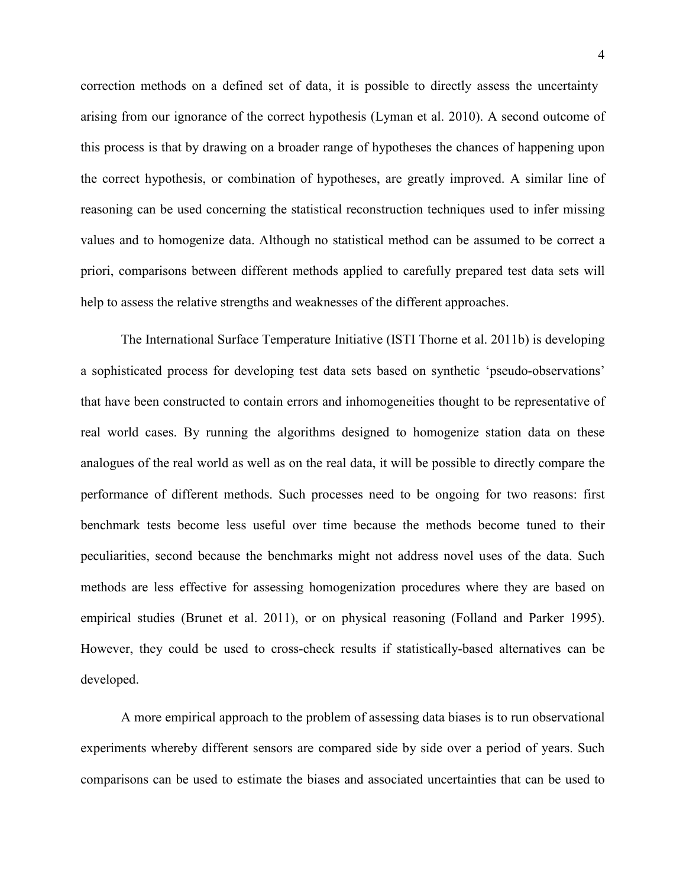correction methods on a defined set of data, it is possible to directly assess the uncertainty arising from our ignorance of the correct hypothesis (Lyman et al. 2010). A second outcome of this process is that by drawing on a broader range of hypotheses the chances of happening upon the correct hypothesis, or combination of hypotheses, are greatly improved. A similar line of reasoning can be used concerning the statistical reconstruction techniques used to infer missing values and to homogenize data. Although no statistical method can be assumed to be correct a priori, comparisons between different methods applied to carefully prepared test data sets will help to assess the relative strengths and weaknesses of the different approaches.

The International Surface Temperature Initiative (ISTI Thorne et al. 2011b) is developing a sophisticated process for developing test data sets based on synthetic 'pseudo-observations' that have been constructed to contain errors and inhomogeneities thought to be representative of real world cases. By running the algorithms designed to homogenize station data on these analogues of the real world as well as on the real data, it will be possible to directly compare the performance of different methods. Such processes need to be ongoing for two reasons: first benchmark tests become less useful over time because the methods become tuned to their peculiarities, second because the benchmarks might not address novel uses of the data. Such methods are less effective for assessing homogenization procedures where they are based on empirical studies (Brunet et al. 2011), or on physical reasoning (Folland and Parker 1995). However, they could be used to cross-check results if statistically-based alternatives can be developed.

A more empirical approach to the problem of assessing data biases is to run observational experiments whereby different sensors are compared side by side over a period of years. Such comparisons can be used to estimate the biases and associated uncertainties that can be used to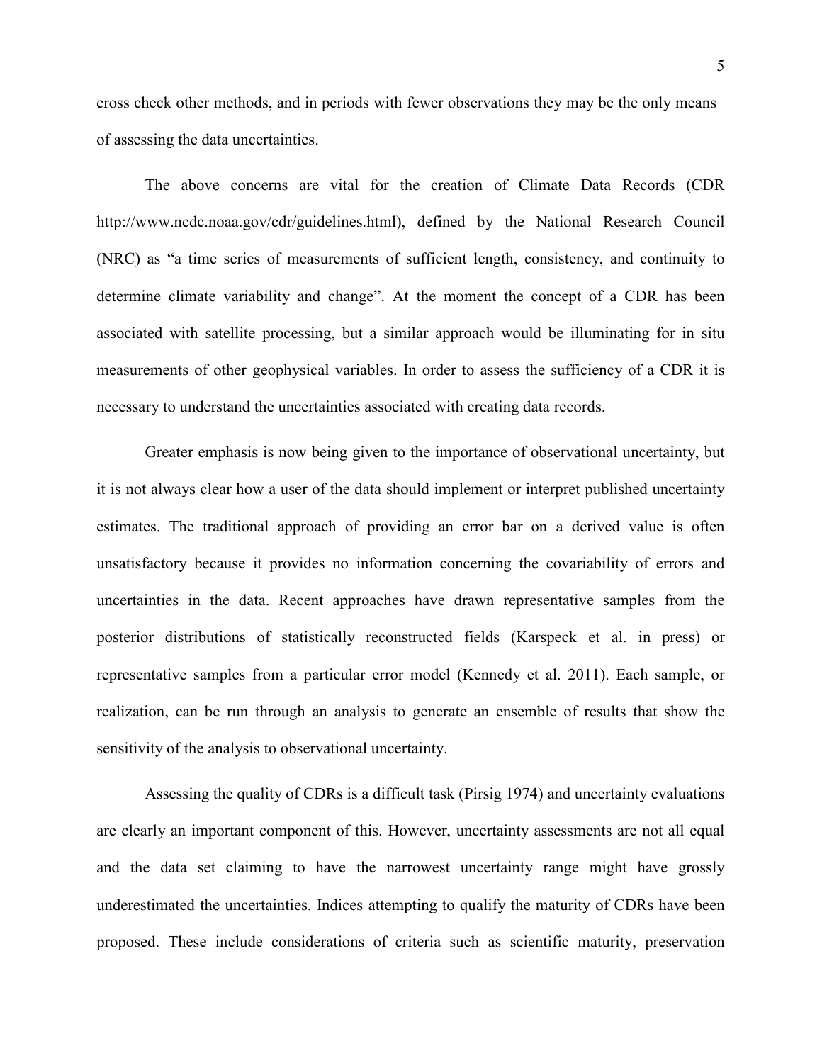cross check other methods, and in periods with fewer observations they may be the only means of assessing the data uncertainties.

The above concerns are vital for the creation of Climate Data Records (CDR http://www.ncdc.noaa.gov/cdr/guidelines.html), defined by the National Research Council (NRC) as “a time series of measurements of sufficient length, consistency, and continuity to determine climate variability and change”. At the moment the concept of a CDR has been associated with satellite processing, but a similar approach would be illuminating for in situ measurements of other geophysical variables. In order to assess the sufficiency of a CDR it is necessary to understand the uncertainties associated with creating data records.

Greater emphasis is now being given to the importance of observational uncertainty, but it is not always clear how a user of the data should implement or interpret published uncertainty estimates. The traditional approach of providing an error bar on a derived value is often unsatisfactory because it provides no information concerning the covariability of errors and uncertainties in the data. Recent approaches have drawn representative samples from the posterior distributions of statistically reconstructed fields (Karspeck et al. in press) or representative samples from a particular error model (Kennedy et al. 2011). Each sample, or realization, can be run through an analysis to generate an ensemble of results that show the sensitivity of the analysis to observational uncertainty.

Assessing the quality of CDRs is a difficult task (Pirsig 1974) and uncertainty evaluations are clearly an important component of this. However, uncertainty assessments are not all equal and the data set claiming to have the narrowest uncertainty range might have grossly underestimated the uncertainties. Indices attempting to qualify the maturity of CDRs have been proposed. These include considerations of criteria such as scientific maturity, preservation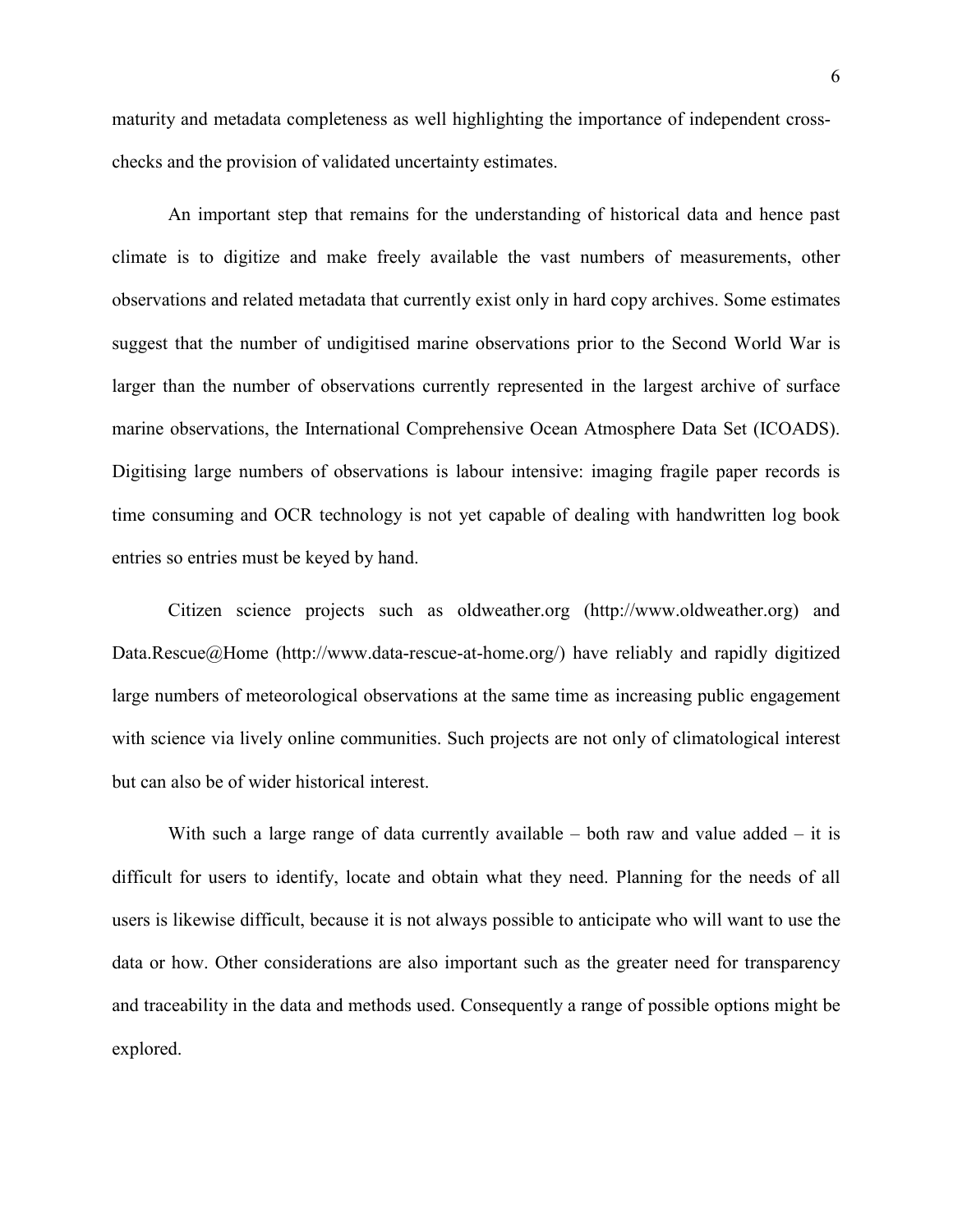maturity and metadata completeness as well highlighting the importance of independent cross-checks and the provision of validated uncertainty estimates.

An important step that remains for the understanding of historical data and hence past climate is to digitize and make freely available the vast numbers of measurements, other observations and related metadata that currently exist only in hard copy archives. Some estimates suggest that the number of undigitised marine observations prior to the Second World War is larger than the number of observations currently represented in the largest archive of surface marine observations, the International Comprehensive Ocean Atmosphere Data Set (ICOADS). Digitising large numbers of observations is labour intensive: imaging fragile paper records is time consuming and OCR technology is not yet capable of dealing with handwritten log book entries so entries must be keyed by hand.

Citizen science projects such as oldweather.org (http://www.oldweather.org) and Data.Rescue@Home (http://www.data-rescue-at-home.org/) have reliably and rapidly digitized large numbers of meteorological observations at the same time as increasing public engagement with science via lively online communities. Such projects are not only of climatological interest but can also be of wider historical interest.

With such a large range of data currently available – both raw and value added – it is difficult for users to identify, locate and obtain what they need. Planning for the needs of all users is likewise difficult, because it is not always possible to anticipate who will want to use the data or how. Other considerations are also important such as the greater need for transparency and traceability in the data and methods used. Consequently a range of possible options might be explored.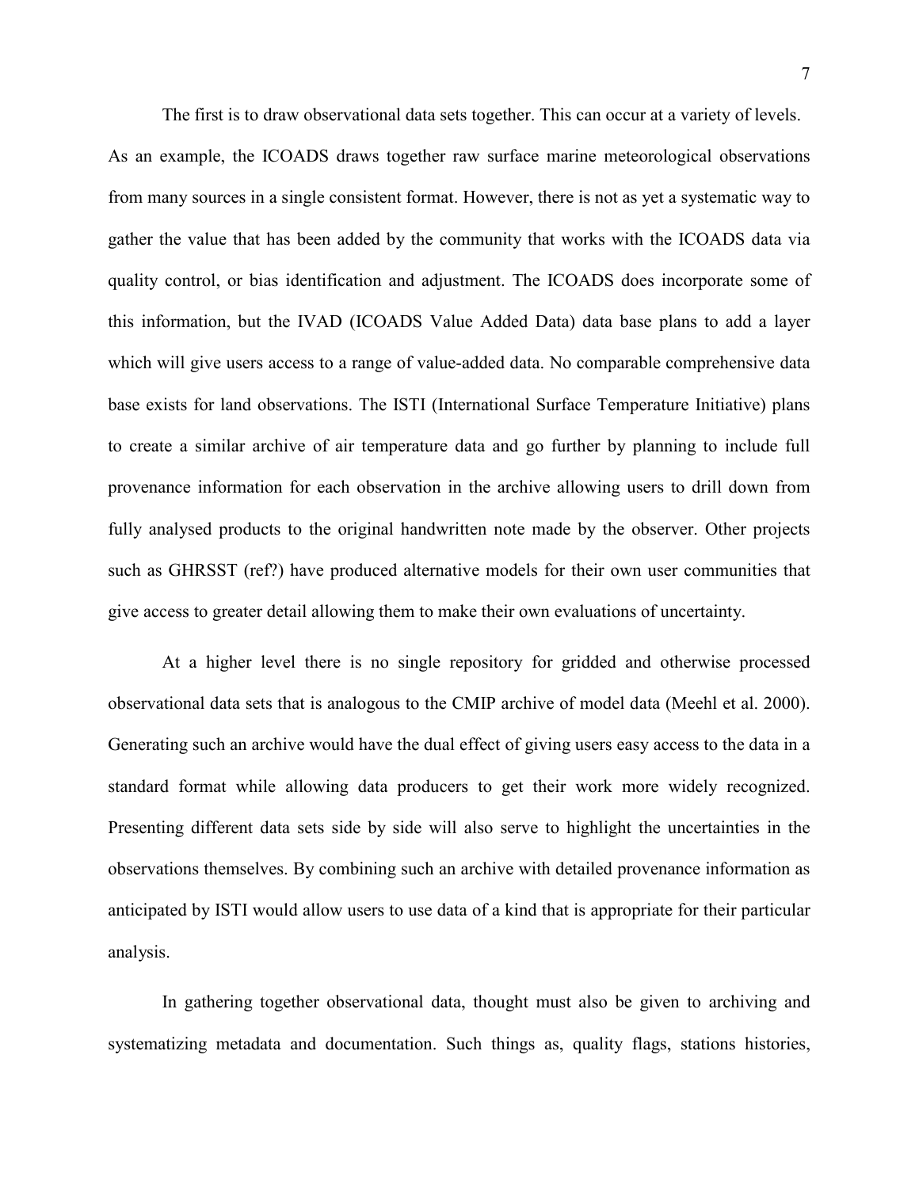The first is to draw observational data sets together. This can occur at a variety of levels. As an example, the ICOADS draws together raw surface marine meteorological observations from many sources in a single consistent format. However, there is not as yet a systematic way to gather the value that has been added by the community that works with the ICOADS data via quality control, or bias identification and adjustment. The ICOADS does incorporate some of this information, but the IVAD (ICOADS Value Added Data) data base plans to add a layer which will give users access to a range of value-added data. No comparable comprehensive data base exists for land observations. The ISTI (International Surface Temperature Initiative) plans to create a similar archive of air temperature data and go further by planning to include full provenance information for each observation in the archive allowing users to drill down from fully analysed products to the original handwritten note made by the observer. Other projects such as GHRSST (ref?) have produced alternative models for their own user communities that give access to greater detail allowing them to make their own evaluations of uncertainty.

At a higher level there is no single repository for gridded and otherwise processed observational data sets that is analogous to the CMIP archive of model data (Meehl et al. 2000). Generating such an archive would have the dual effect of giving users easy access to the data in a standard format while allowing data producers to get their work more widely recognized. Presenting different data sets side by side will also serve to highlight the uncertainties in the observations themselves. By combining such an archive with detailed provenance information as anticipated by ISTI would allow users to use data of a kind that is appropriate for their particular analysis.

In gathering together observational data, thought must also be given to archiving and systematizing metadata and documentation. Such things as, quality flags, stations histories,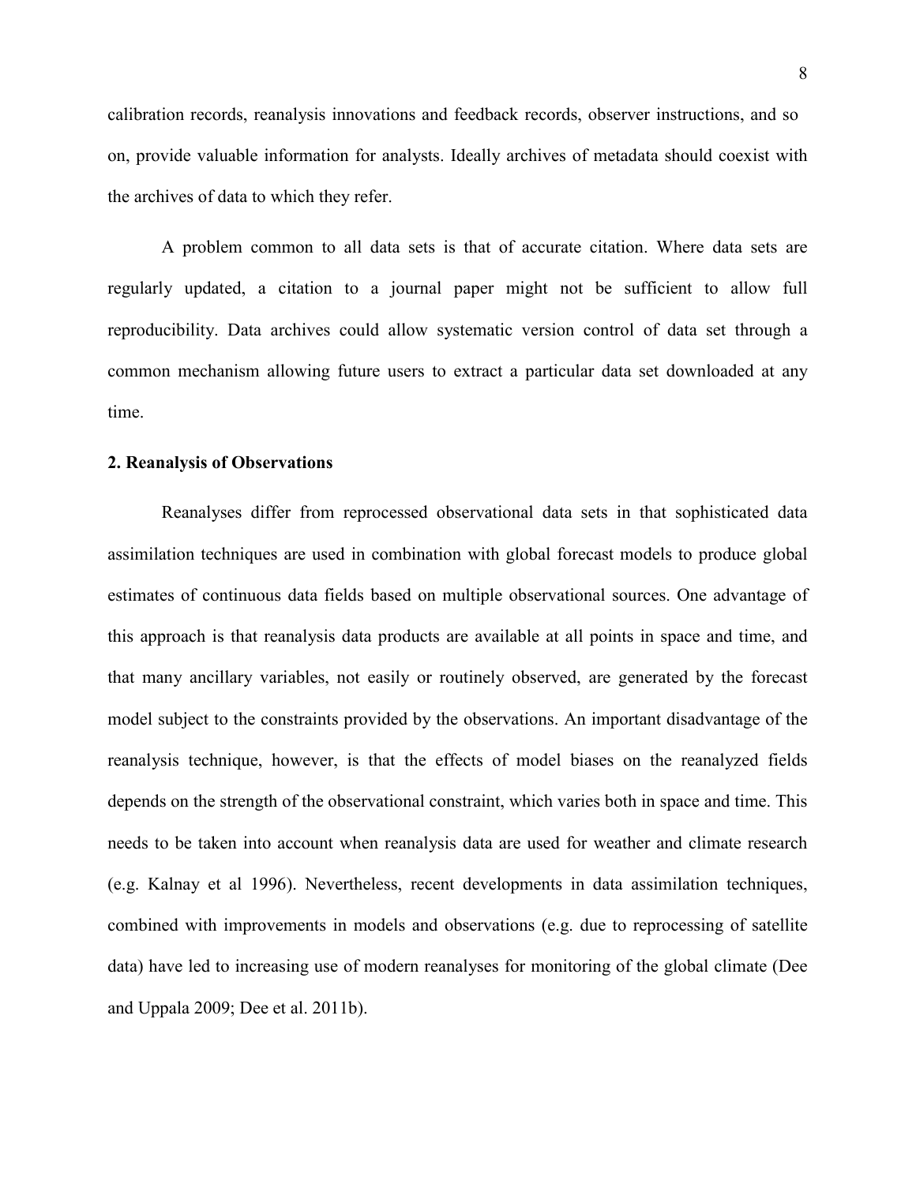calibration records, reanalysis innovations and feedback records, observer instructions, and so on, provide valuable information for analysts. Ideally archives of metadata should coexist with the archives of data to which they refer.

A problem common to all data sets is that of accurate citation. Where data sets are regularly updated, a citation to a journal paper might not be sufficient to allow full reproducibility. Data archives could allow systematic version control of data set through a common mechanism allowing future users to extract a particular data set downloaded at any time.

**2. Reanalysis of Observations**

Reanalyses differ from reprocessed observational data sets in that sophisticated data assimilation techniques are used in combination with global forecast models to produce global estimates of continuous data fields based on multiple observational sources. One advantage of this approach is that reanalysis data products are available at all points in space and time, and that many ancillary variables, not easily or routinely observed, are generated by the forecast model subject to the constraints provided by the observations. An important disadvantage of the reanalysis technique, however, is that the effects of model biases on the reanalyzed fields depends on the strength of the observational constraint, which varies both in space and time. This needs to be taken into account when reanalysis data are used for weather and climate research (e.g. Kalnay et al 1996). Nevertheless, recent developments in data assimilation techniques, combined with improvements in models and observations (e.g. due to reprocessing of satellite data) have led to increasing use of modern reanalyses for monitoring of the global climate (Dee and Uppala 2009; Dee et al. 2011b).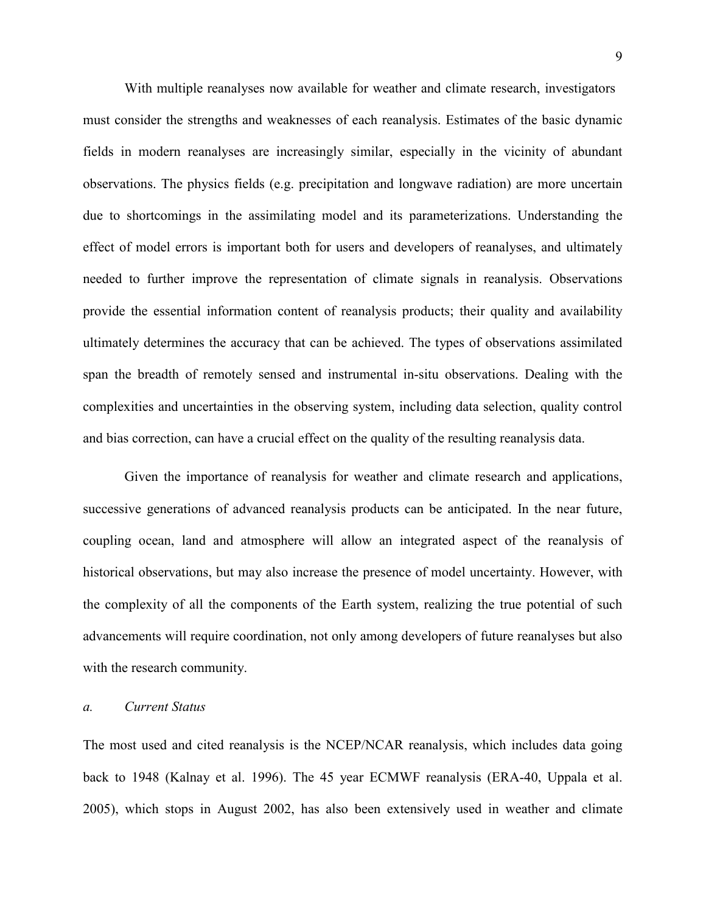With multiple reanalyses now available for weather and climate research, investigators must consider the strengths and weaknesses of each reanalysis. Estimates of the basic dynamic fields in modern reanalyses are increasingly similar, especially in the vicinity of abundant observations. The physics fields (e.g. precipitation and longwave radiation) are more uncertain due to shortcomings in the assimilating model and its parameterizations. Understanding the effect of model errors is important both for users and developers of reanalyses, and ultimately needed to further improve the representation of climate signals in reanalysis. Observations provide the essential information content of reanalysis products; their quality and availability ultimately determines the accuracy that can be achieved. The types of observations assimilated span the breadth of remotely sensed and instrumental in-situ observations. Dealing with the complexities and uncertainties in the observing system, including data selection, quality control and bias correction, can have a crucial effect on the quality of the resulting reanalysis data.

Given the importance of reanalysis for weather and climate research and applications, successive generations of advanced reanalysis products can be anticipated. In the near future, coupling ocean, land and atmosphere will allow an integrated aspect of the reanalysis of historical observations, but may also increase the presence of model uncertainty. However, with the complexity of all the components of the Earth system, realizing the true potential of such advancements will require coordination, not only among developers of future reanalyses but also with the research community.

### *a. Current Status*

The most used and cited reanalysis is the NCEP/NCAR reanalysis, which includes data going back to 1948 (Kalnay et al. 1996). The 45 year ECMWF reanalysis (ERA-40, Uppala et al. 2005), which stops in August 2002, has also been extensively used in weather and climate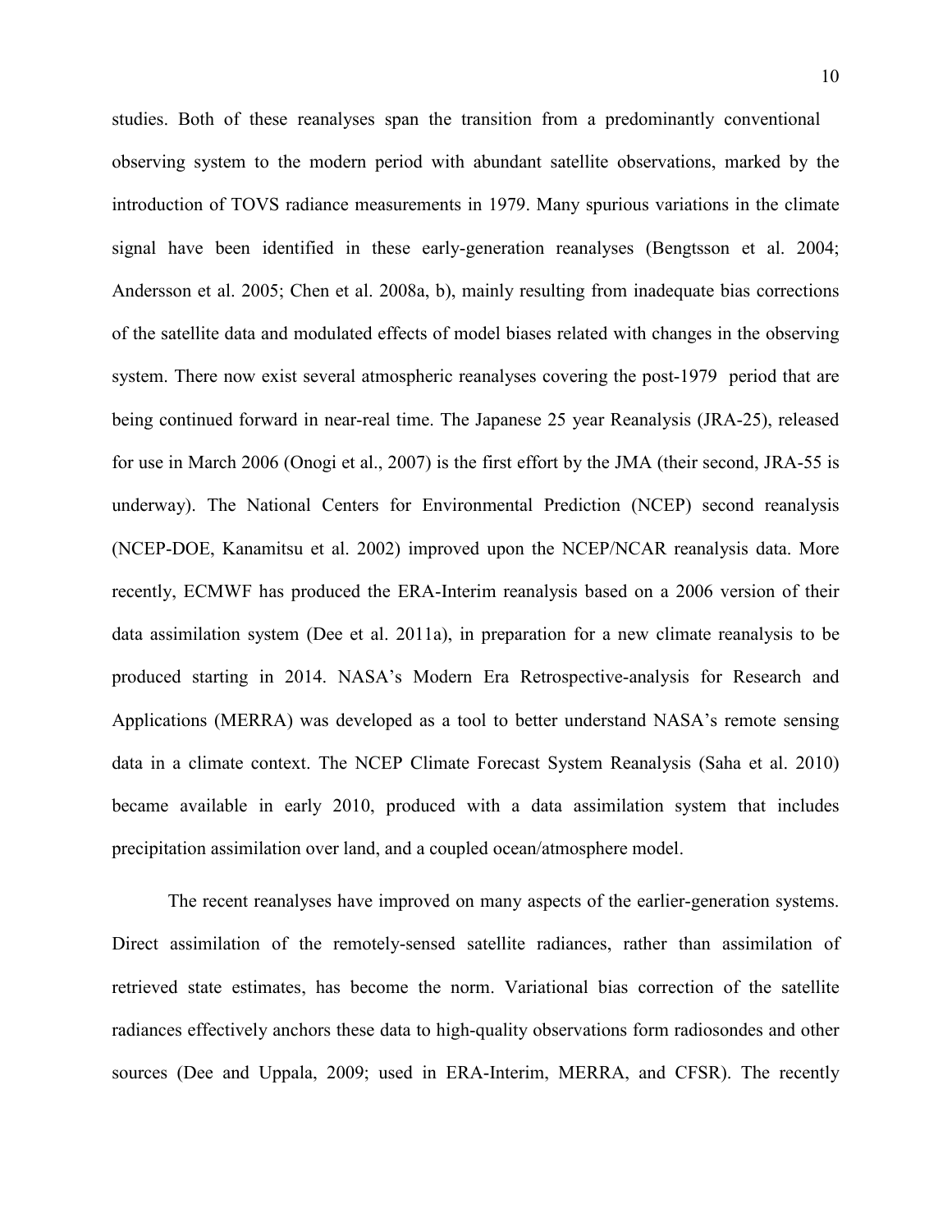studies. Both of these reanalyses span the transition from a predominantly conventional observing system to the modern period with abundant satellite observations, marked by the introduction of TOVS radiance measurements in 1979. Many spurious variations in the climate signal have been identified in these early-generation reanalyses (Bengtsson et al. 2004; Andersson et al. 2005; Chen et al. 2008a, b), mainly resulting from inadequate bias corrections of the satellite data and modulated effects of model biases related with changes in the observing system. There now exist several atmospheric reanalyses covering the post-1979 period that are being continued forward in near-real time. The Japanese 25 year Reanalysis (JRA-25), released for use in March 2006 (Onogi et al., 2007) is the first effort by the JMA (their second, JRA-55 is underway). The National Centers for Environmental Prediction (NCEP) second reanalysis (NCEP-DOE, Kanamitsu et al. 2002) improved upon the NCEP/NCAR reanalysis data. More recently, ECMWF has produced the ERA-Interim reanalysis based on a 2006 version of their data assimilation system (Dee et al. 2011a), in preparation for a new climate reanalysis to be produced starting in 2014. NASA's Modern Era Retrospective-analysis for Research and Applications (MERRA) was developed as a tool to better understand NASA's remote sensing data in a climate context. The NCEP Climate Forecast System Reanalysis (Saha et al. 2010) became available in early 2010, produced with a data assimilation system that includes precipitation assimilation over land, and a coupled ocean/atmosphere model.

The recent reanalyses have improved on many aspects of the earlier-generation systems. Direct assimilation of the remotely-sensed satellite radiances, rather than assimilation of retrieved state estimates, has become the norm. Variational bias correction of the satellite radiances effectively anchors these data to high-quality observations form radiosondes and other sources (Dee and Uppala, 2009; used in ERA-Interim, MERRA, and CFSR). The recently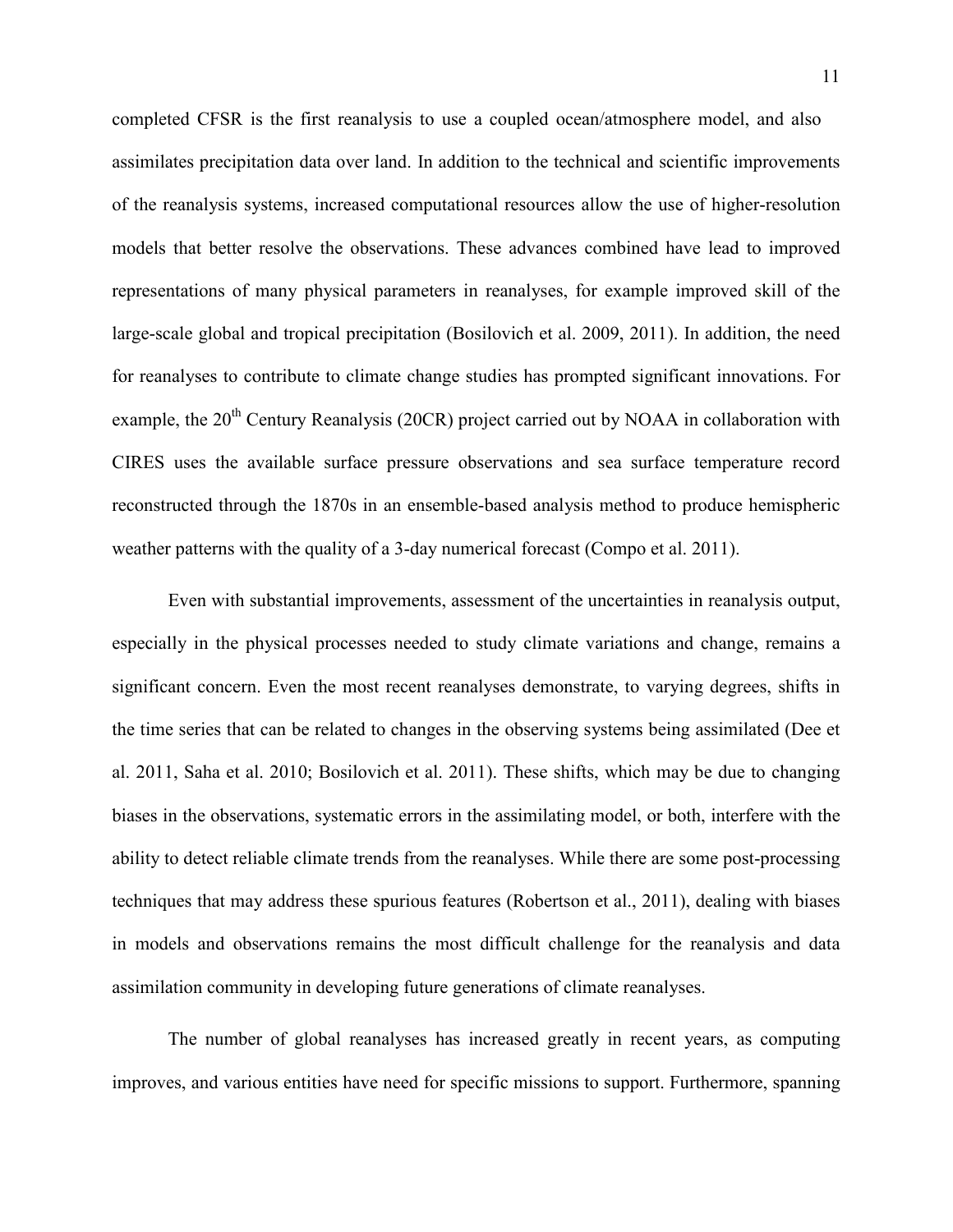completed CFSR is the first reanalysis to use a coupled ocean/atmosphere model, and also assimilates precipitation data over land. In addition to the technical and scientific improvements of the reanalysis systems, increased computational resources allow the use of higher-resolution models that better resolve the observations. These advances combined have lead to improved representations of many physical parameters in reanalyses, for example improved skill of the large-scale global and tropical precipitation (Bosilovich et al. 2009, 2011). In addition, the need for reanalyses to contribute to climate change studies has prompted significant innovations. For example, the 20$^{th}$ Century Reanalysis (20CR) project carried out by NOAA in collaboration with CIRES uses the available surface pressure observations and sea surface temperature record reconstructed through the 1870s in an ensemble-based analysis method to produce hemispheric weather patterns with the quality of a 3-day numerical forecast (Compo et al. 2011).

Even with substantial improvements, assessment of the uncertainties in reanalysis output, especially in the physical processes needed to study climate variations and change, remains a significant concern. Even the most recent reanalyses demonstrate, to varying degrees, shifts in the time series that can be related to changes in the observing systems being assimilated (Dee et al. 2011, Saha et al. 2010; Bosilovich et al. 2011). These shifts, which may be due to changing biases in the observations, systematic errors in the assimilating model, or both, interfere with the ability to detect reliable climate trends from the reanalyses. While there are some post-processing techniques that may address these spurious features (Robertson et al., 2011), dealing with biases in models and observations remains the most difficult challenge for the reanalysis and data assimilation community in developing future generations of climate reanalyses.

The number of global reanalyses has increased greatly in recent years, as computing improves, and various entities have need for specific missions to support. Furthermore, spanning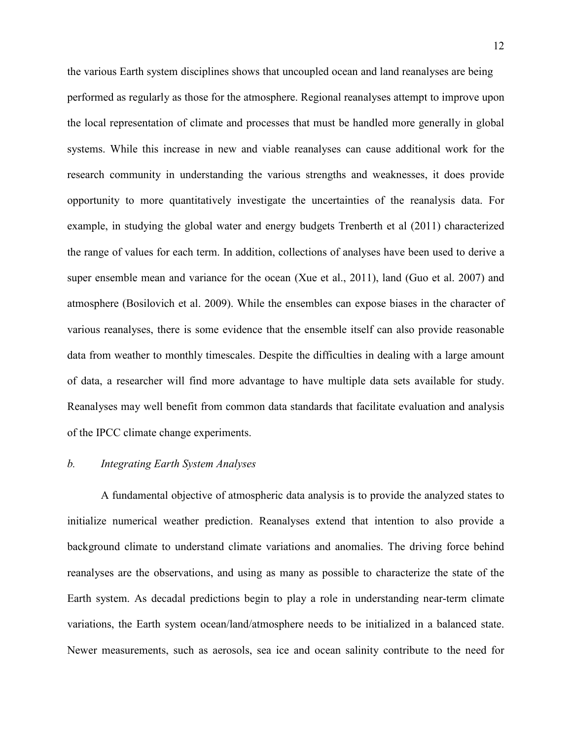the various Earth system disciplines shows that uncoupled ocean and land reanalyses are being performed as regularly as those for the atmosphere. Regional reanalyses attempt to improve upon the local representation of climate and processes that must be handled more generally in global systems. While this increase in new and viable reanalyses can cause additional work for the research community in understanding the various strengths and weaknesses, it does provide opportunity to more quantitatively investigate the uncertainties of the reanalysis data. For example, in studying the global water and energy budgets Trenberth et al (2011) characterized the range of values for each term. In addition, collections of analyses have been used to derive a super ensemble mean and variance for the ocean (Xue et al., 2011), land (Guo et al. 2007) and atmosphere (Bosilovich et al. 2009). While the ensembles can expose biases in the character of various reanalyses, there is some evidence that the ensemble itself can also provide reasonable data from weather to monthly timescales. Despite the difficulties in dealing with a large amount of data, a researcher will find more advantage to have multiple data sets available for study. Reanalyses may well benefit from common data standards that facilitate evaluation and analysis of the IPCC climate change experiments.

### *b. Integrating Earth System Analyses*

A fundamental objective of atmospheric data analysis is to provide the analyzed states to initialize numerical weather prediction. Reanalyses extend that intention to also provide a background climate to understand climate variations and anomalies. The driving force behind reanalyses are the observations, and using as many as possible to characterize the state of the Earth system. As decadal predictions begin to play a role in understanding near-term climate variations, the Earth system ocean/land/atmosphere needs to be initialized in a balanced state. Newer measurements, such as aerosols, sea ice and ocean salinity contribute to the need for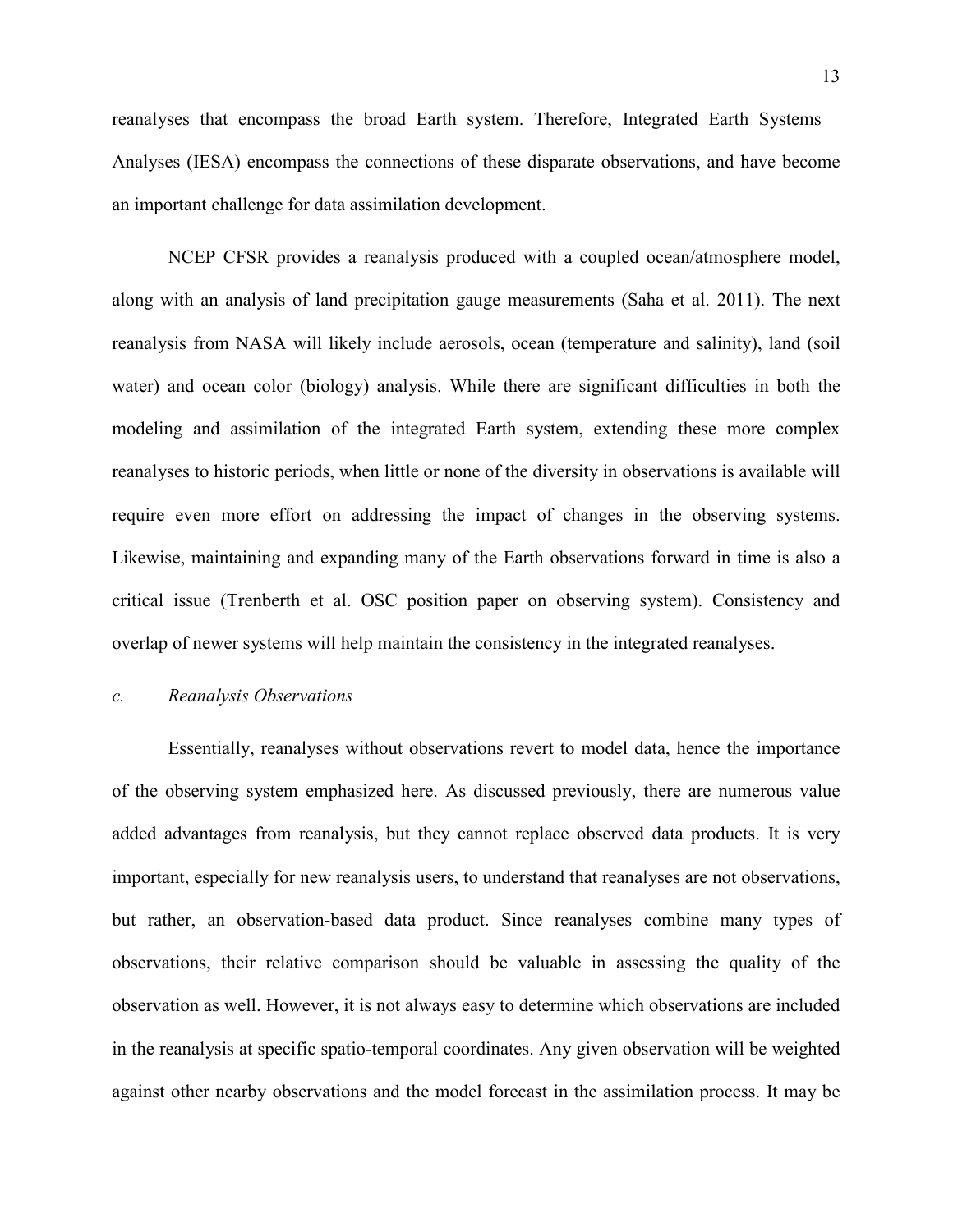reanalyses that encompass the broad Earth system. Therefore, Integrated Earth Systems Analyses (IESA) encompass the connections of these disparate observations, and have become an important challenge for data assimilation development.

NCEP CFSR provides a reanalysis produced with a coupled ocean/atmosphere model, along with an analysis of land precipitation gauge measurements (Saha et al. 2011). The next reanalysis from NASA will likely include aerosols, ocean (temperature and salinity), land (soil water) and ocean color (biology) analysis. While there are significant difficulties in both the modeling and assimilation of the integrated Earth system, extending these more complex reanalyses to historic periods, when little or none of the diversity in observations is available will require even more effort on addressing the impact of changes in the observing systems. Likewise, maintaining and expanding many of the Earth observations forward in time is also a critical issue (Trenberth et al. OSC position paper on observing system). Consistency and overlap of newer systems will help maintain the consistency in the integrated reanalyses.

### *c. Reanalysis Observations*

Essentially, reanalyses without observations revert to model data, hence the importance of the observing system emphasized here. As discussed previously, there are numerous value added advantages from reanalysis, but they cannot replace observed data products. It is very important, especially for new reanalysis users, to understand that reanalyses are not observations, but rather, an observation-based data product. Since reanalyses combine many types of observations, their relative comparison should be valuable in assessing the quality of the observation as well. However, it is not always easy to determine which observations are included in the reanalysis at specific spatio-temporal coordinates. Any given observation will be weighted against other nearby observations and the model forecast in the assimilation process. It may be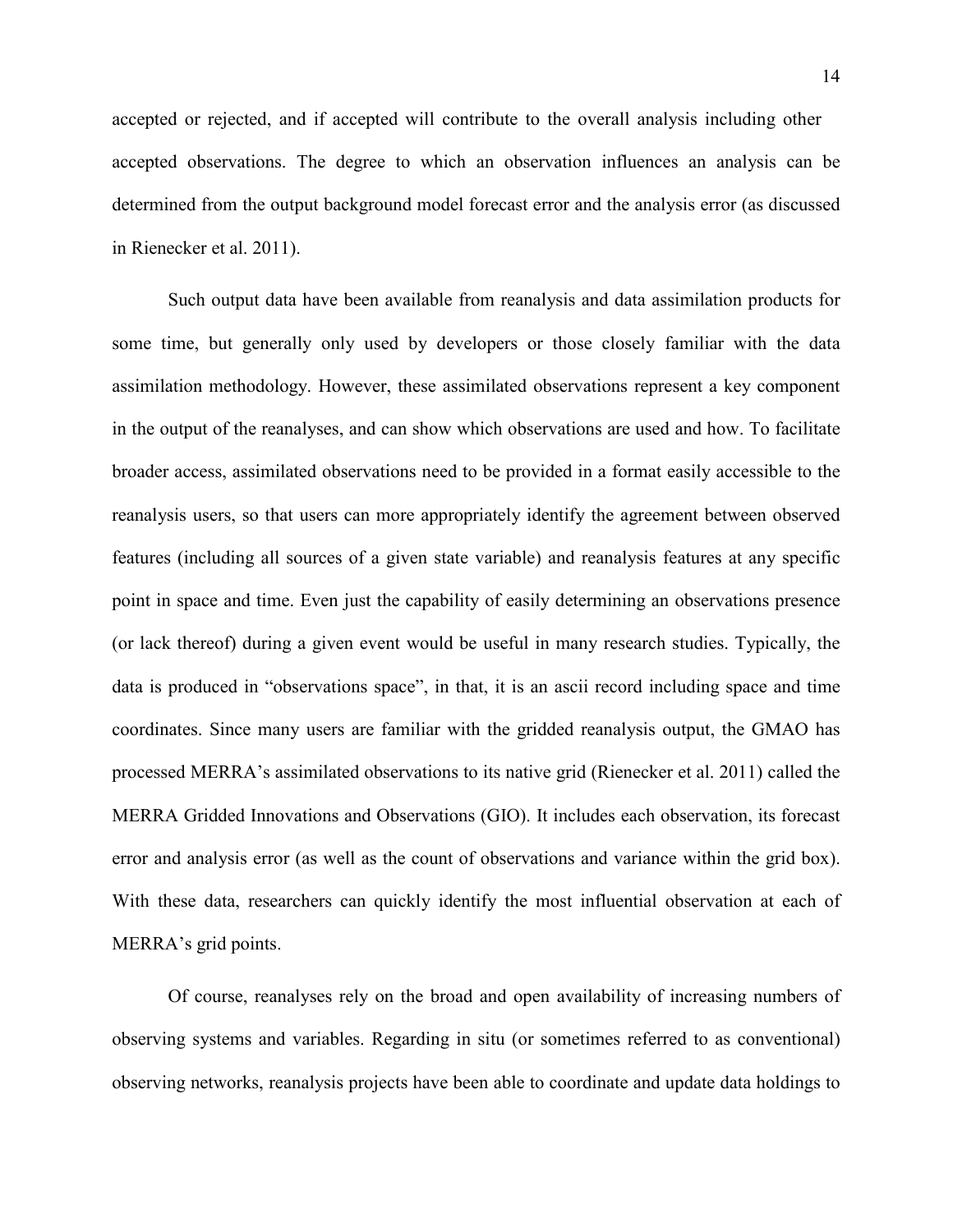accepted or rejected, and if accepted will contribute to the overall analysis including other accepted observations. The degree to which an observation influences an analysis can be determined from the output background model forecast error and the analysis error (as discussed in Rienecker et al. 2011).

Such output data have been available from reanalysis and data assimilation products for some time, but generally only used by developers or those closely familiar with the data assimilation methodology. However, these assimilated observations represent a key component in the output of the reanalyses, and can show which observations are used and how. To facilitate broader access, assimilated observations need to be provided in a format easily accessible to the reanalysis users, so that users can more appropriately identify the agreement between observed features (including all sources of a given state variable) and reanalysis features at any specific point in space and time. Even just the capability of easily determining an observations presence (or lack thereof) during a given event would be useful in many research studies. Typically, the data is produced in "observations space", in that, it is an ascii record including space and time coordinates. Since many users are familiar with the gridded reanalysis output, the GMAO has processed MERRA's assimilated observations to its native grid (Rienecker et al. 2011) called the MERRA Gridded Innovations and Observations (GIO). It includes each observation, its forecast error and analysis error (as well as the count of observations and variance within the grid box). With these data, researchers can quickly identify the most influential observation at each of MERRA's grid points.

Of course, reanalyses rely on the broad and open availability of increasing numbers of observing systems and variables. Regarding in situ (or sometimes referred to as conventional) observing networks, reanalysis projects have been able to coordinate and update data holdings to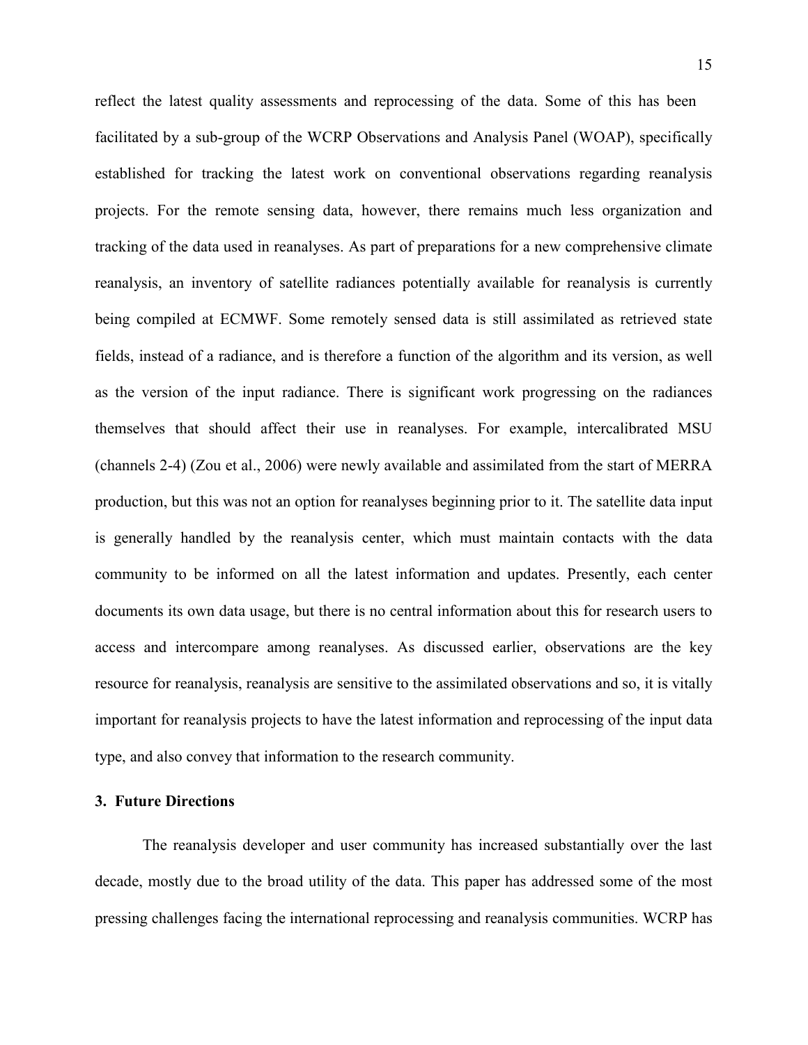reflect the latest quality assessments and reprocessing of the data. Some of this has been facilitated by a sub-group of the WCRP Observations and Analysis Panel (WOAP), specifically established for tracking the latest work on conventional observations regarding reanalysis projects. For the remote sensing data, however, there remains much less organization and tracking of the data used in reanalyses. As part of preparations for a new comprehensive climate reanalysis, an inventory of satellite radiances potentially available for reanalysis is currently being compiled at ECMWF. Some remotely sensed data is still assimilated as retrieved state fields, instead of a radiance, and is therefore a function of the algorithm and its version, as well as the version of the input radiance. There is significant work progressing on the radiances themselves that should affect their use in reanalyses. For example, intercalibrated MSU (channels 2-4) (Zou et al., 2006) were newly available and assimilated from the start of MERRA production, but this was not an option for reanalyses beginning prior to it. The satellite data input is generally handled by the reanalysis center, which must maintain contacts with the data community to be informed on all the latest information and updates. Presently, each center documents its own data usage, but there is no central information about this for research users to access and intercompare among reanalyses. As discussed earlier, observations are the key resource for reanalysis, reanalysis are sensitive to the assimilated observations and so, it is vitally important for reanalysis projects to have the latest information and reprocessing of the input data type, and also convey that information to the research community.

## 3. Future Directions

The reanalysis developer and user community has increased substantially over the last decade, mostly due to the broad utility of the data. This paper has addressed some of the most pressing challenges facing the international reprocessing and reanalysis communities. WCRP has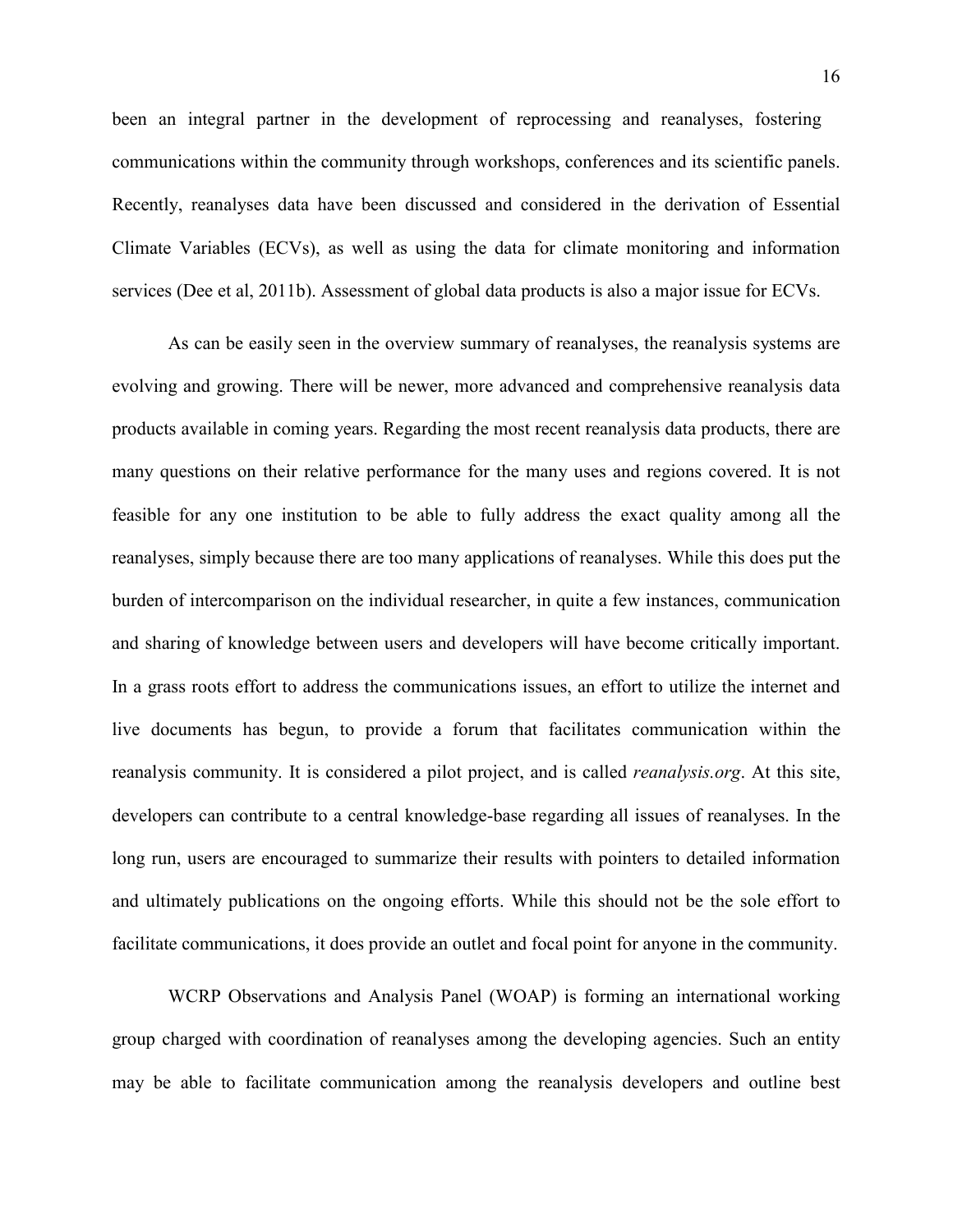been an integral partner in the development of reprocessing and reanalyses, fostering communications within the community through workshops, conferences and its scientific panels. Recently, reanalyses data have been discussed and considered in the derivation of Essential Climate Variables (ECVs), as well as using the data for climate monitoring and information services (Dee et al, 2011b). Assessment of global data products is also a major issue for ECVs.

As can be easily seen in the overview summary of reanalyses, the reanalysis systems are evolving and growing. There will be newer, more advanced and comprehensive reanalysis data products available in coming years. Regarding the most recent reanalysis data products, there are many questions on their relative performance for the many uses and regions covered. It is not feasible for any one institution to be able to fully address the exact quality among all the reanalyses, simply because there are too many applications of reanalyses. While this does put the burden of intercomparison on the individual researcher, in quite a few instances, communication and sharing of knowledge between users and developers will have become critically important. In a grass roots effort to address the communications issues, an effort to utilize the internet and live documents has begun, to provide a forum that facilitates communication within the reanalysis community. It is considered a pilot project, and is called *reanalysis.org*. At this site, developers can contribute to a central knowledge-base regarding all issues of reanalyses. In the long run, users are encouraged to summarize their results with pointers to detailed information and ultimately publications on the ongoing efforts. While this should not be the sole effort to facilitate communications, it does provide an outlet and focal point for anyone in the community.

WCRP Observations and Analysis Panel (WOAP) is forming an international working group charged with coordination of reanalyses among the developing agencies. Such an entity may be able to facilitate communication among the reanalysis developers and outline best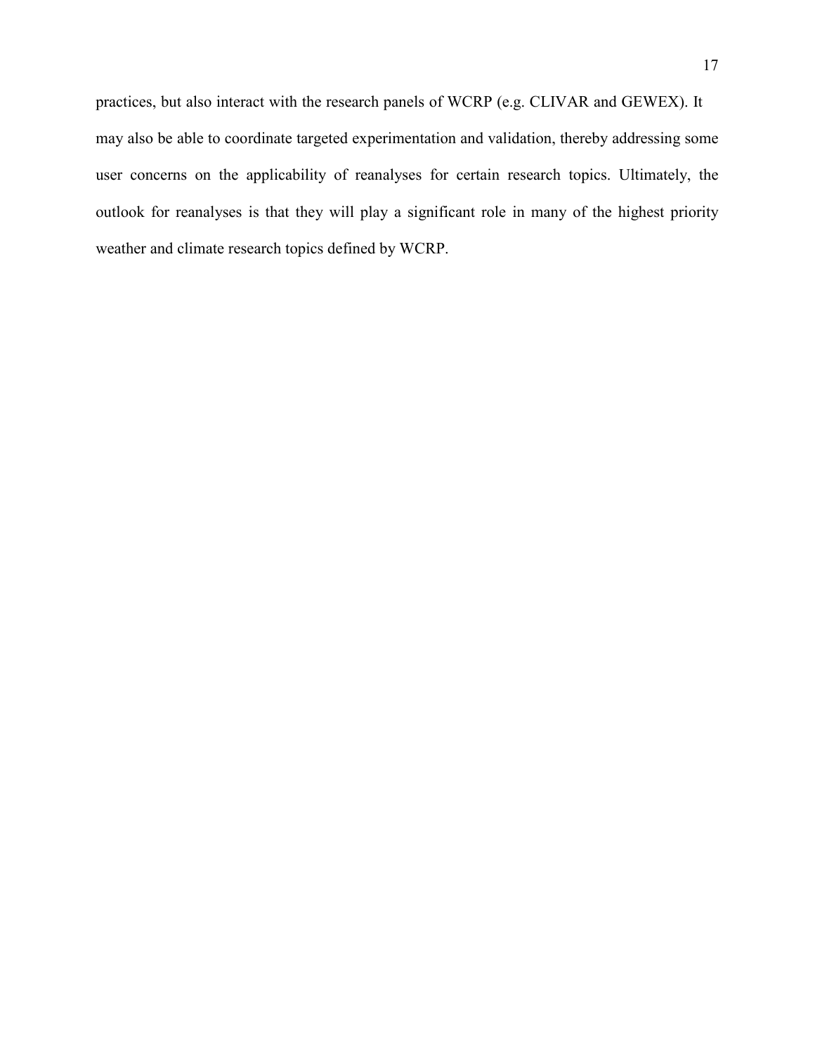practices, but also interact with the research panels of WCRP (e.g. CLIVAR and GEWEX). It may also be able to coordinate targeted experimentation and validation, thereby addressing some user concerns on the applicability of reanalyses for certain research topics. Ultimately, the outlook for reanalyses is that they will play a significant role in many of the highest priority weather and climate research topics defined by WCRP.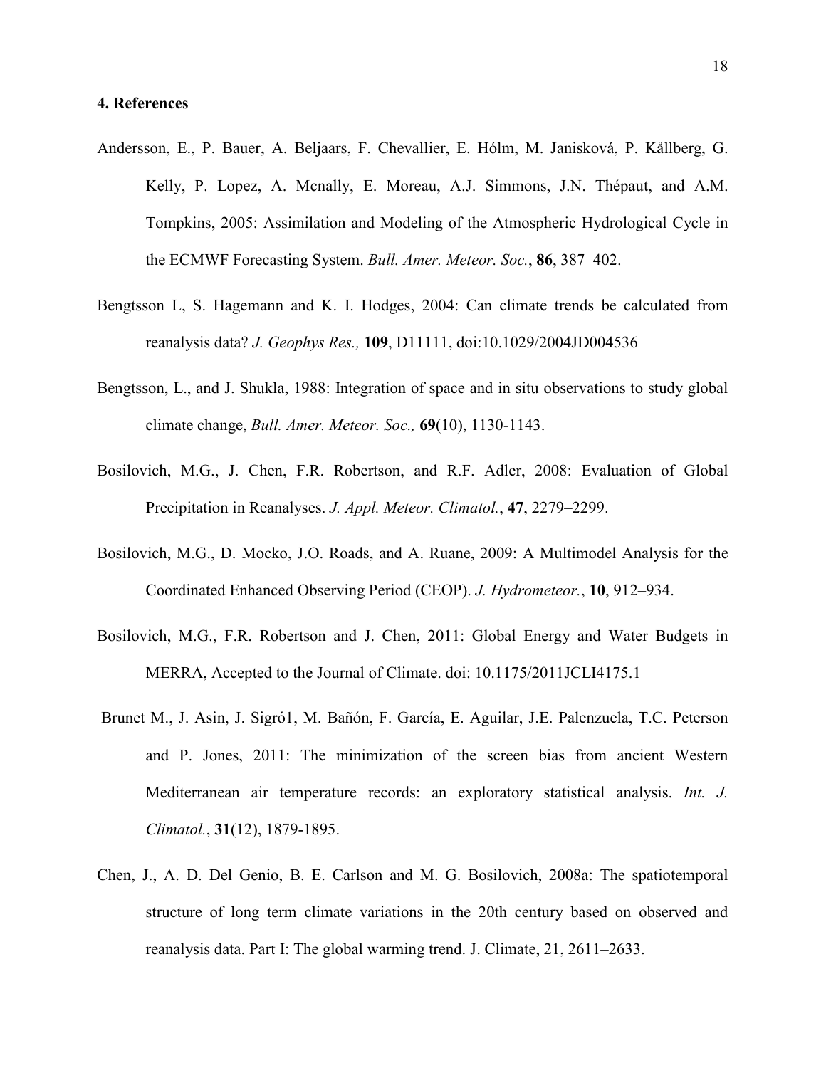## 4. References

Andersson, E., P. Bauer, A. Beljaars, F. Chevallier, E. Hólm, M. Janisková, P. Kållberg, G. Kelly, P. Lopez, A. Mcnally, E. Moreau, A.J. Simmons, J.N. Thépaut, and A.M. Tompkins, 2005: Assimilation and Modeling of the Atmospheric Hydrological Cycle in the ECMWF Forecasting System. *Bull. Amer. Meteor. Soc.*, **86**, 387–402.

Bengtsson L, S. Hagemann and K. I. Hodges, 2004: Can climate trends be calculated from reanalysis data? *J. Geophys Res.,* **109**, D11111, doi:10.1029/2004JD004536

Bengtsson, L., and J. Shukla, 1988: Integration of space and in situ observations to study global climate change, *Bull. Amer. Meteor. Soc.,* **69**(10), 1130-1143.

Bosilovich, M.G., J. Chen, F.R. Robertson, and R.F. Adler, 2008: Evaluation of Global Precipitation in Reanalyses. *J. Appl. Meteor. Climatol.*, **47**, 2279–2299.

Bosilovich, M.G., D. Mocko, J.O. Roads, and A. Ruane, 2009: A Multimodel Analysis for the Coordinated Enhanced Observing Period (CEOP). *J. Hydrometeor.*, **10**, 912–934.

Bosilovich, M.G., F.R. Robertson and J. Chen, 2011: Global Energy and Water Budgets in MERRA, Accepted to the Journal of Climate. doi: 10.1175/2011JCLI4175.1

Brunet M., J. Asin, J. Sigró1, M. Bañón, F. García, E. Aguilar, J.E. Palenzuela, T.C. Peterson and P. Jones, 2011: The minimization of the screen bias from ancient Western Mediterranean air temperature records: an exploratory statistical analysis. *Int. J. Climatol.*, **31**(12), 1879-1895.

Chen, J., A. D. Del Genio, B. E. Carlson and M. G. Bosilovich, 2008a: The spatiotemporal structure of long term climate variations in the 20th century based on observed and reanalysis data. Part I: The global warming trend. J. Climate, 21, 2611–2633.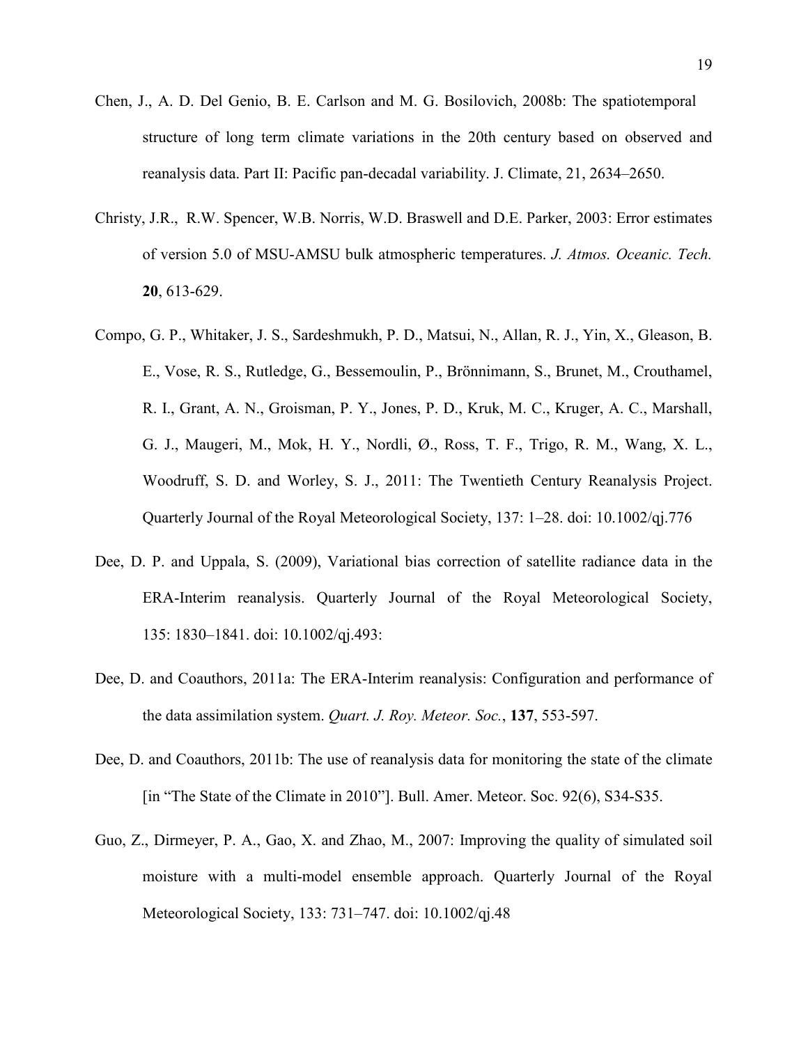Chen, J., A. D. Del Genio, B. E. Carlson and M. G. Bosilovich, 2008b: The spatiotemporal structure of long term climate variations in the 20th century based on observed and reanalysis data. Part II: Pacific pan-decadal variability. J. Climate, 21, 2634–2650.

Christy, J.R., R.W. Spencer, W.B. Norris, W.D. Braswell and D.E. Parker, 2003: Error estimates of version 5.0 of MSU-AMSU bulk atmospheric temperatures. *J. Atmos. Oceanic. Tech.* **20**, 613-629.

Compo, G. P., Whitaker, J. S., Sardeshmukh, P. D., Matsui, N., Allan, R. J., Yin, X., Gleason, B. E., Vose, R. S., Rutledge, G., Bessemoulin, P., Brönnimann, S., Brunet, M., Crouthamel, R. I., Grant, A. N., Groisman, P. Y., Jones, P. D., Kruk, M. C., Kruger, A. C., Marshall, G. J., Maugeri, M., Mok, H. Y., Nordli, Ø., Ross, T. F., Trigo, R. M., Wang, X. L., Woodruff, S. D. and Worley, S. J., 2011: The Twentieth Century Reanalysis Project. Quarterly Journal of the Royal Meteorological Society, 137: 1–28. doi: 10.1002/qj.776

Dee, D. P. and Uppala, S. (2009), Variational bias correction of satellite radiance data in the ERA-Interim reanalysis. Quarterly Journal of the Royal Meteorological Society, 135: 1830–1841. doi: 10.1002/qj.493:

Dee, D. and Coauthors, 2011a: The ERA-Interim reanalysis: Configuration and performance of the data assimilation system. *Quart. J. Roy. Meteor. Soc.*, **137**, 553-597.

Dee, D. and Coauthors, 2011b: The use of reanalysis data for monitoring the state of the climate [in "The State of the Climate in 2010"]. Bull. Amer. Meteor. Soc. 92(6), S34-S35.

Guo, Z., Dirmeyer, P. A., Gao, X. and Zhao, M., 2007: Improving the quality of simulated soil moisture with a multi-model ensemble approach. Quarterly Journal of the Royal Meteorological Society, 133: 731–747. doi: 10.1002/qj.48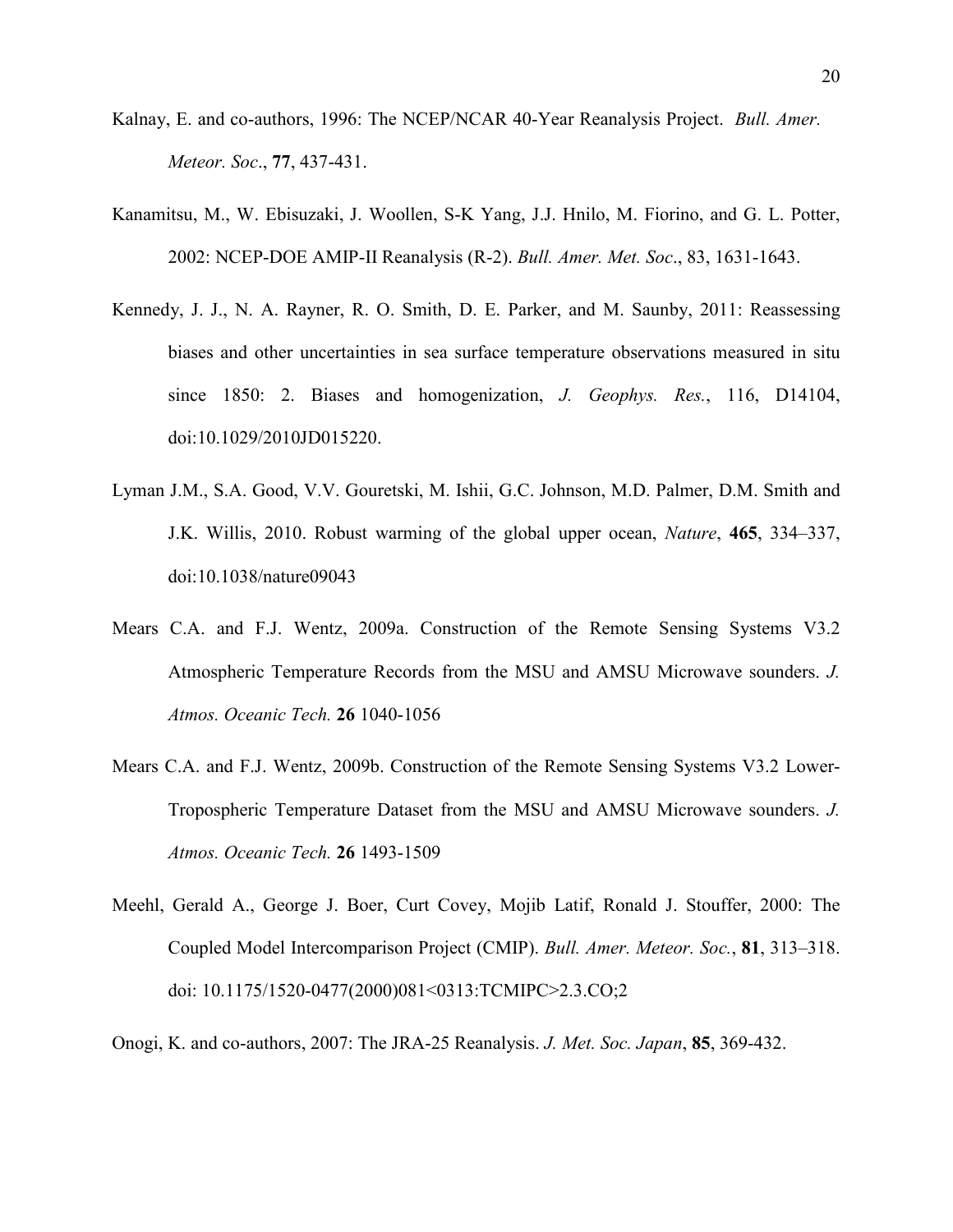Kalnay, E. and co-authors, 1996: The NCEP/NCAR 40-Year Reanalysis Project. *Bull. Amer. Meteor. Soc*., **77**, 437-431.

Kanamitsu, M., W. Ebisuzaki, J. Woollen, S-K Yang, J.J. Hnilo, M. Fiorino, and G. L. Potter, 2002: NCEP-DOE AMIP-II Reanalysis (R-2). *Bull. Amer. Met. Soc*., 83, 1631-1643.

Kennedy, J. J., N. A. Rayner, R. O. Smith, D. E. Parker, and M. Saunby, 2011: Reassessing biases and other uncertainties in sea surface temperature observations measured in situ since 1850: 2. Biases and homogenization, *J. Geophys. Res.*, 116, D14104, doi:10.1029/2010JD015220.

Lyman J.M., S.A. Good, V.V. Gouretski, M. Ishii, G.C. Johnson, M.D. Palmer, D.M. Smith and J.K. Willis, 2010. Robust warming of the global upper ocean, *Nature*, **465**, 334–337, doi:10.1038/nature09043

Mears C.A. and F.J. Wentz, 2009a. Construction of the Remote Sensing Systems V3.2 Atmospheric Temperature Records from the MSU and AMSU Microwave sounders. *J. Atmos. Oceanic Tech.* **26** 1040-1056

Mears C.A. and F.J. Wentz, 2009b. Construction of the Remote Sensing Systems V3.2 Lower-Tropospheric Temperature Dataset from the MSU and AMSU Microwave sounders. *J. Atmos. Oceanic Tech.* **26** 1493-1509

Meehl, Gerald A., George J. Boer, Curt Covey, Mojib Latif, Ronald J. Stouffer, 2000: The Coupled Model Intercomparison Project (CMIP). *Bull. Amer. Meteor. Soc.*, **81**, 313–318. doi: 10.1175/1520-0477(2000)081<0313:TCMIPC>2.3.CO;2

Onogi, K. and co-authors, 2007: The JRA-25 Reanalysis. *J. Met. Soc. Japan*, **85**, 369-432.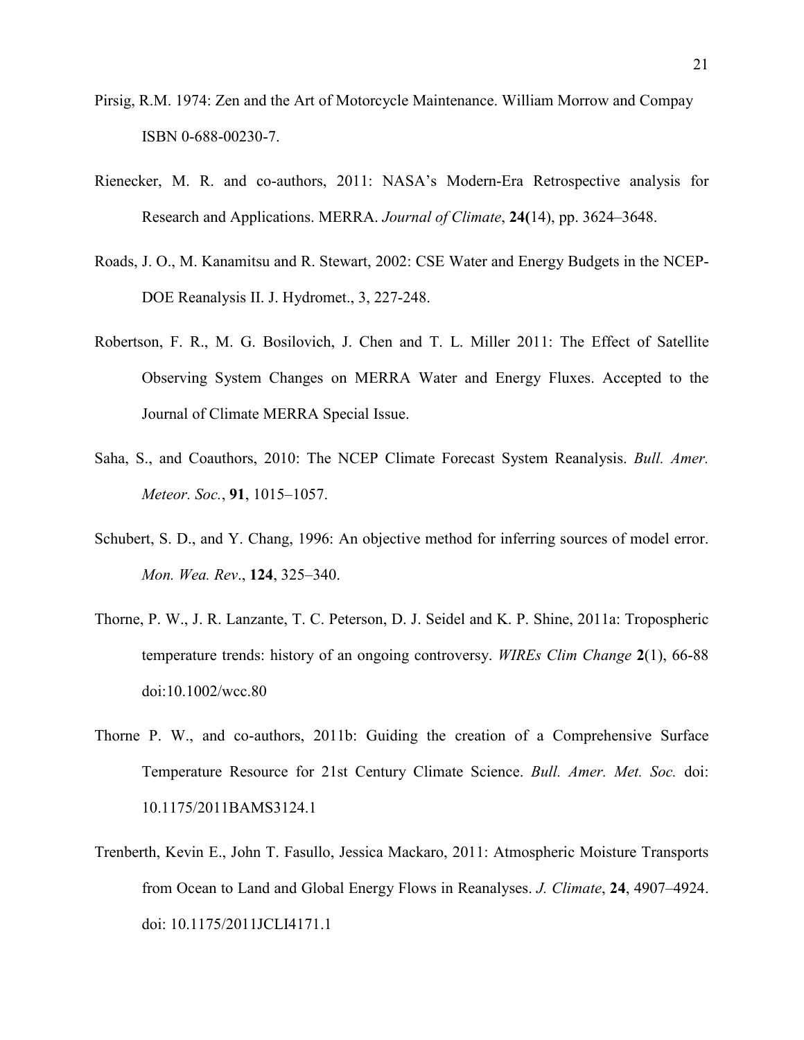Pirsig, R.M. 1974: Zen and the Art of Motorcycle Maintenance. William Morrow and Compay ISBN 0-688-00230-7.

Rienecker, M. R. and co-authors, 2011: NASA's Modern-Era Retrospective analysis for Research and Applications. MERRA. *Journal of Climate*, **24(**14), pp. 3624–3648.

Roads, J. O., M. Kanamitsu and R. Stewart, 2002: CSE Water and Energy Budgets in the NCEP-DOE Reanalysis II. J. Hydromet., 3, 227-248.

Robertson, F. R., M. G. Bosilovich, J. Chen and T. L. Miller 2011: The Effect of Satellite Observing System Changes on MERRA Water and Energy Fluxes. Accepted to the Journal of Climate MERRA Special Issue.

Saha, S., and Coauthors, 2010: The NCEP Climate Forecast System Reanalysis. *Bull. Amer. Meteor. Soc.*, **91**, 1015–1057.

Schubert, S. D., and Y. Chang, 1996: An objective method for inferring sources of model error. *Mon. Wea. Rev*., **124**, 325–340.

Thorne, P. W., J. R. Lanzante, T. C. Peterson, D. J. Seidel and K. P. Shine, 2011a: Tropospheric temperature trends: history of an ongoing controversy. *WIREs Clim Change* **2**(1), 66-88 doi:10.1002/wcc.80

Thorne P. W., and co-authors, 2011b: Guiding the creation of a Comprehensive Surface Temperature Resource for 21st Century Climate Science. *Bull. Amer. Met. Soc.* doi: 10.1175/2011BAMS3124.1

Trenberth, Kevin E., John T. Fasullo, Jessica Mackaro, 2011: Atmospheric Moisture Transports from Ocean to Land and Global Energy Flows in Reanalyses. *J. Climate*, **24**, 4907–4924. doi: 10.1175/2011JCLI4171.1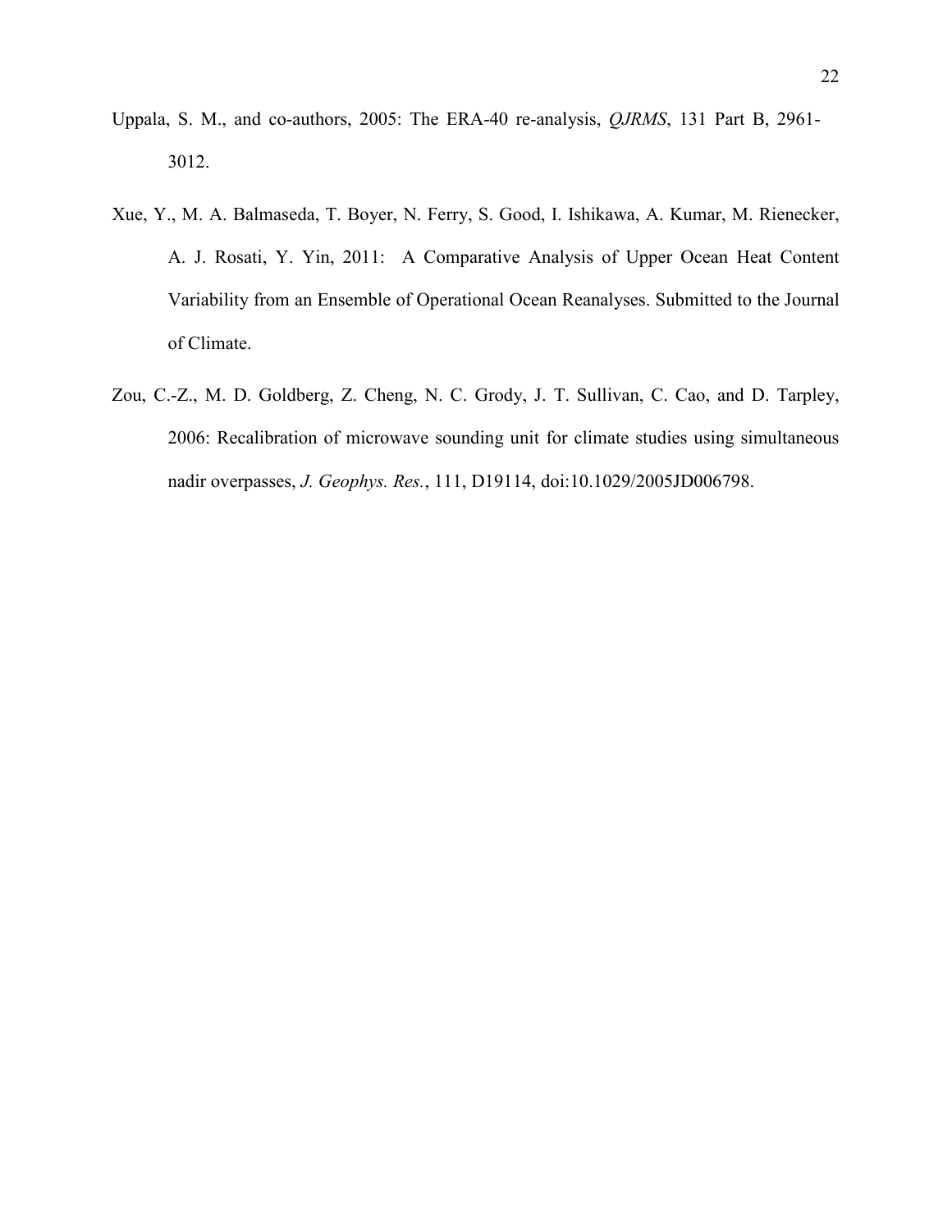Uppala, S. M., and co-authors, 2005: The ERA-40 re-analysis, *QJRMS*, 131 Part B, 2961-3012.

Xue, Y., M. A. Balmaseda, T. Boyer, N. Ferry, S. Good, I. Ishikawa, A. Kumar, M. Rienecker, A. J. Rosati, Y. Yin, 2011: A Comparative Analysis of Upper Ocean Heat Content Variability from an Ensemble of Operational Ocean Reanalyses. Submitted to the Journal of Climate.

Zou, C.-Z., M. D. Goldberg, Z. Cheng, N. C. Grody, J. T. Sullivan, C. Cao, and D. Tarpley, 2006: Recalibration of microwave sounding unit for climate studies using simultaneous nadir overpasses, *J. Geophys. Res.*, 111, D19114, doi:10.1029/2005JD006798.